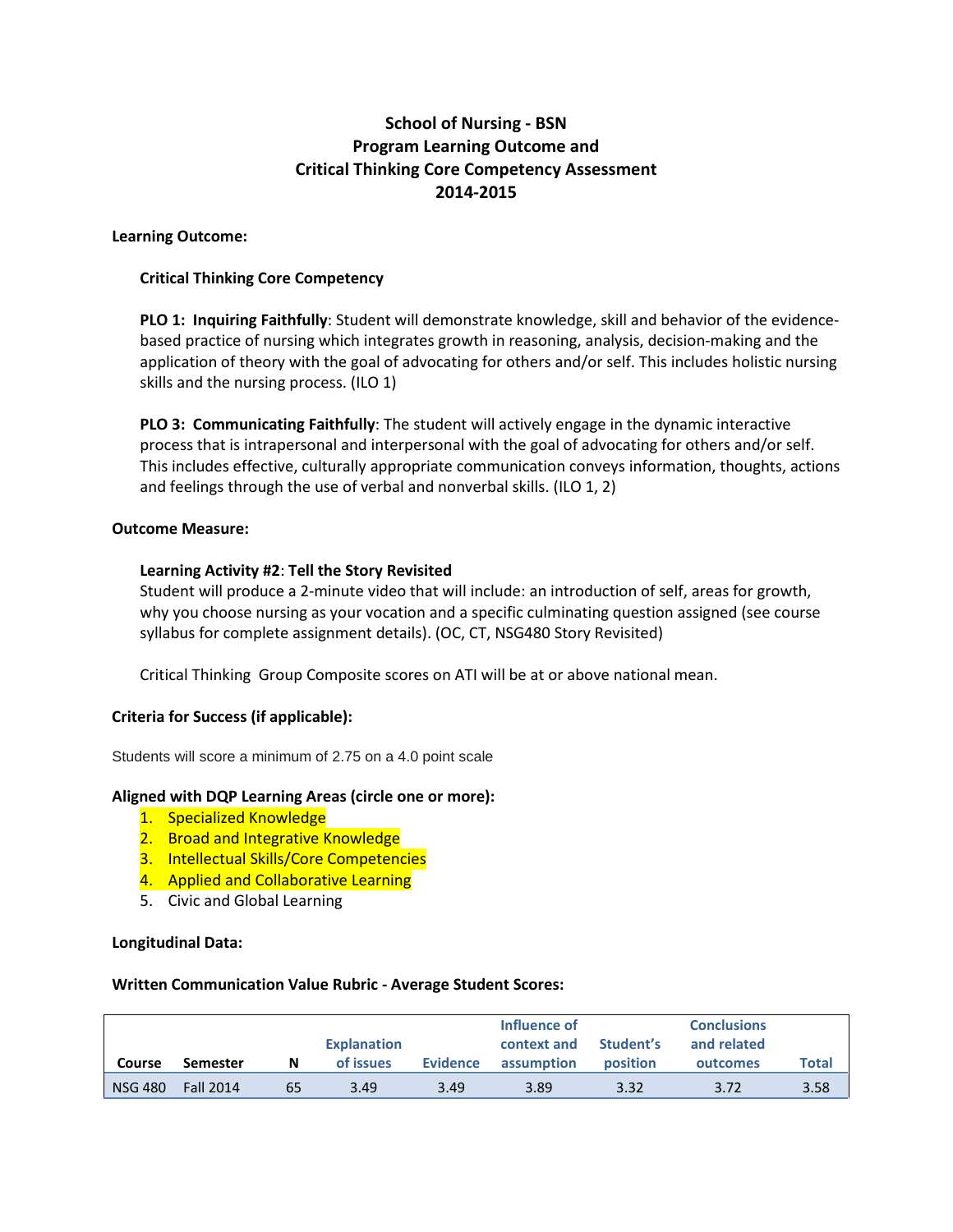# School of Nursing - BSN
# Program Learning Outcome and
# Critical Thinking Core Competency Assessment
# 2014-2015

**Learning Outcome:**

**Critical Thinking Core Competency**

**PLO 1: Inquiring Faithfully**: Student will demonstrate knowledge, skill and behavior of the evidence-based practice of nursing which integrates growth in reasoning, analysis, decision-making and the application of theory with the goal of advocating for others and/or self. This includes holistic nursing skills and the nursing process. (ILO 1)

**PLO 3: Communicating Faithfully**: The student will actively engage in the dynamic interactive process that is intrapersonal and interpersonal with the goal of advocating for others and/or self. This includes effective, culturally appropriate communication conveys information, thoughts, actions and feelings through the use of verbal and nonverbal skills. (ILO 1, 2)

**Outcome Measure:**

**Learning Activity #2**: **Tell the Story Revisited**
Student will produce a 2-minute video that will include: an introduction of self, areas for growth, why you choose nursing as your vocation and a specific culminating question assigned (see course syllabus for complete assignment details). (OC, CT, NSG480 Story Revisited)

Critical Thinking Group Composite scores on ATI will be at or above national mean.

**Criteria for Success (if applicable):**

Students will score a minimum of 2.75 on a 4.0 point scale

**Aligned with DQP Learning Areas (circle one or more):**

1. Specialized Knowledge
2. Broad and Integrative Knowledge
3. Intellectual Skills/Core Competencies
4. Applied and Collaborative Learning
5. Civic and Global Learning

**Longitudinal Data:**

**Written Communication Value Rubric - Average Student Scores:**

| Course | Semester | N | Explanation of issues | Evidence | Influence of context and assumption | Student's position | Conclusions and related outcomes | Total |
|---|---|---|---|---|---|---|---|---|
| NSG 480 | Fall 2014 | 65 | 3.49 | 3.49 | 3.89 | 3.32 | 3.72 | 3.58 |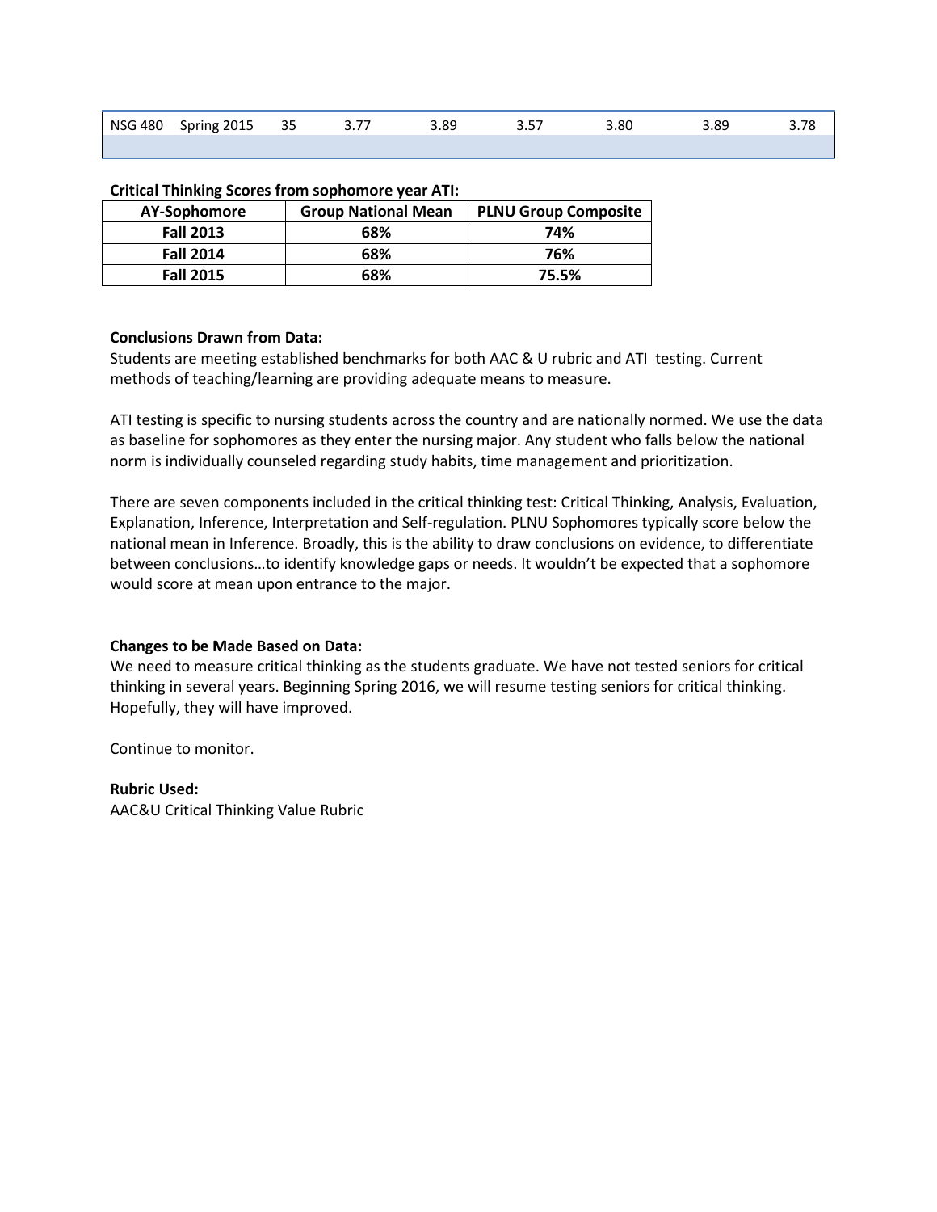| NSG 480 | Spring 2015 | 35 | 3.77 | 3.89 | 3.57 | 3.80 | 3.89 | 3.78 |
|---|---|---|---|---|---|---|---|---|
| | | | | | | | | |

**Critical Thinking Scores from sophomore year ATI:**

| AY-Sophomore | Group National Mean | PLNU Group Composite |
|---|---|---|
| **Fall 2013** | **68%** | **74%** |
| **Fall 2014** | **68%** | **76%** |
| **Fall 2015** | **68%** | **75.5%** |

**Conclusions Drawn from Data:**

Students are meeting established benchmarks for both AAC & U rubric and ATI testing. Current methods of teaching/learning are providing adequate means to measure.

ATI testing is specific to nursing students across the country and are nationally normed. We use the data as baseline for sophomores as they enter the nursing major. Any student who falls below the national norm is individually counseled regarding study habits, time management and prioritization.

There are seven components included in the critical thinking test: Critical Thinking, Analysis, Evaluation, Explanation, Inference, Interpretation and Self-regulation. PLNU Sophomores typically score below the national mean in Inference. Broadly, this is the ability to draw conclusions on evidence, to differentiate between conclusions…to identify knowledge gaps or needs. It wouldn't be expected that a sophomore would score at mean upon entrance to the major.

**Changes to be Made Based on Data:**

We need to measure critical thinking as the students graduate. We have not tested seniors for critical thinking in several years. Beginning Spring 2016, we will resume testing seniors for critical thinking. Hopefully, they will have improved.

Continue to monitor.

**Rubric Used:**

AAC&U Critical Thinking Value Rubric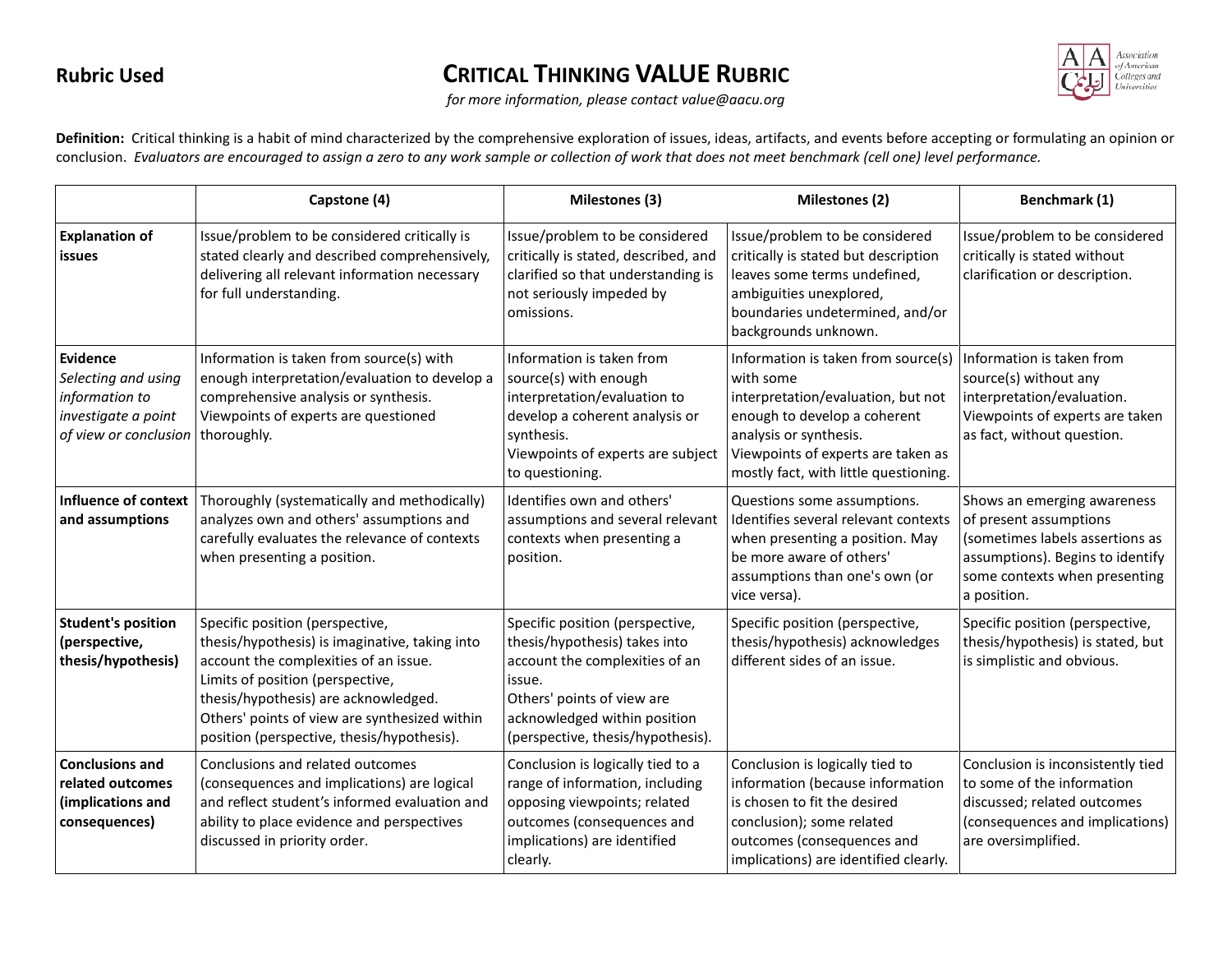**Rubric Used**

# CRITICAL THINKING VALUE RUBRIC

*for more information, please contact value@aacu.org*

Association of American Colleges and Universities

**Definition:** Critical thinking is a habit of mind characterized by the comprehensive exploration of issues, ideas, artifacts, and events before accepting or formulating an opinion or conclusion. *Evaluators are encouraged to assign a zero to any work sample or collection of work that does not meet benchmark (cell one) level performance.*

| | Capstone (4) | Milestones (3) | Milestones (2) | Benchmark (1) |
|---|---|---|---|---|
| **Explanation of issues** | Issue/problem to be considered critically is stated clearly and described comprehensively, delivering all relevant information necessary for full understanding. | Issue/problem to be considered critically is stated, described, and clarified so that understanding is not seriously impeded by omissions. | Issue/problem to be considered critically is stated but description leaves some terms undefined, ambiguities unexplored, boundaries undetermined, and/or backgrounds unknown. | Issue/problem to be considered critically is stated without clarification or description. |
| **Evidence** *Selecting and using information to investigate a point of view or conclusion* | Information is taken from source(s) with enough interpretation/evaluation to develop a comprehensive analysis or synthesis. Viewpoints of experts are questioned thoroughly. | Information is taken from source(s) with enough interpretation/evaluation to develop a coherent analysis or synthesis. Viewpoints of experts are subject to questioning. | Information is taken from source(s) with some interpretation/evaluation, but not enough to develop a coherent analysis or synthesis. Viewpoints of experts are taken as mostly fact, with little questioning. | Information is taken from source(s) without any interpretation/evaluation. Viewpoints of experts are taken as fact, without question. |
| **Influence of context and assumptions** | Thoroughly (systematically and methodically) analyzes own and others' assumptions and carefully evaluates the relevance of contexts when presenting a position. | Identifies own and others' assumptions and several relevant contexts when presenting a position. | Questions some assumptions. Identifies several relevant contexts when presenting a position. May be more aware of others' assumptions than one's own (or vice versa). | Shows an emerging awareness of present assumptions (sometimes labels assertions as assumptions). Begins to identify some contexts when presenting a position. |
| **Student's position (perspective, thesis/hypothesis)** | Specific position (perspective, thesis/hypothesis) is imaginative, taking into account the complexities of an issue. Limits of position (perspective, thesis/hypothesis) are acknowledged. Others' points of view are synthesized within position (perspective, thesis/hypothesis). | Specific position (perspective, thesis/hypothesis) takes into account the complexities of an issue. Others' points of view are acknowledged within position (perspective, thesis/hypothesis). | Specific position (perspective, thesis/hypothesis) acknowledges different sides of an issue. | Specific position (perspective, thesis/hypothesis) is stated, but is simplistic and obvious. |
| **Conclusions and related outcomes (implications and consequences)** | Conclusions and related outcomes (consequences and implications) are logical and reflect student's informed evaluation and ability to place evidence and perspectives discussed in priority order. | Conclusion is logically tied to a range of information, including opposing viewpoints; related outcomes (consequences and implications) are identified clearly. | Conclusion is logically tied to information (because information is chosen to fit the desired conclusion); some related outcomes (consequences and implications) are identified clearly. | Conclusion is inconsistently tied to some of the information discussed; related outcomes (consequences and implications) are oversimplified. |